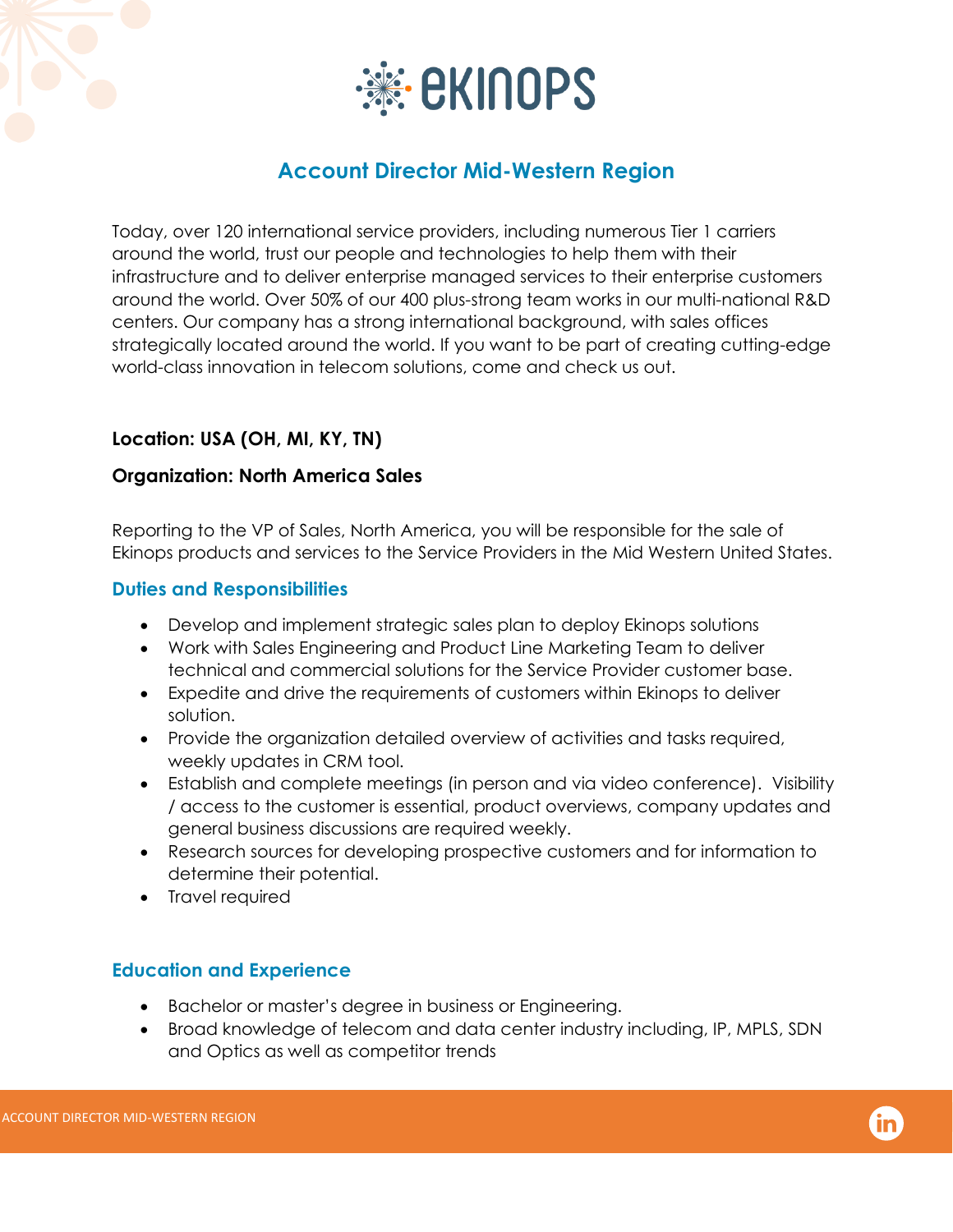# Account Director Mid-Western Region

Today, over 120 international service providers, including numerous Tier 1 carriers around the world, trust our people and technologies to help them with their infrastructure and to deliver enterprise managed services to their enterprise customers around the world. Over 50% of our 400 plus-strong team works in our multi-national R&D centers. Our company has a strong international background, with sales offices strategically located around the world. If you want to be part of creating cutting-edge world-class innovation in telecom solutions, come and check us out.

**Location: USA (OH, MI, KY, TN)**

**Organization: North America Sales**

Reporting to the VP of Sales, North America, you will be responsible for the sale of Ekinops products and services to the Service Providers in the Mid Western United States.

## Duties and Responsibilities

- Develop and implement strategic sales plan to deploy Ekinops solutions
- Work with Sales Engineering and Product Line Marketing Team to deliver technical and commercial solutions for the Service Provider customer base.
- Expedite and drive the requirements of customers within Ekinops to deliver solution.
- Provide the organization detailed overview of activities and tasks required, weekly updates in CRM tool.
- Establish and complete meetings (in person and via video conference). Visibility / access to the customer is essential, product overviews, company updates and general business discussions are required weekly.
- Research sources for developing prospective customers and for information to determine their potential.
- Travel required

## Education and Experience

- Bachelor or master's degree in business or Engineering.
- Broad knowledge of telecom and data center industry including, IP, MPLS, SDN and Optics as well as competitor trends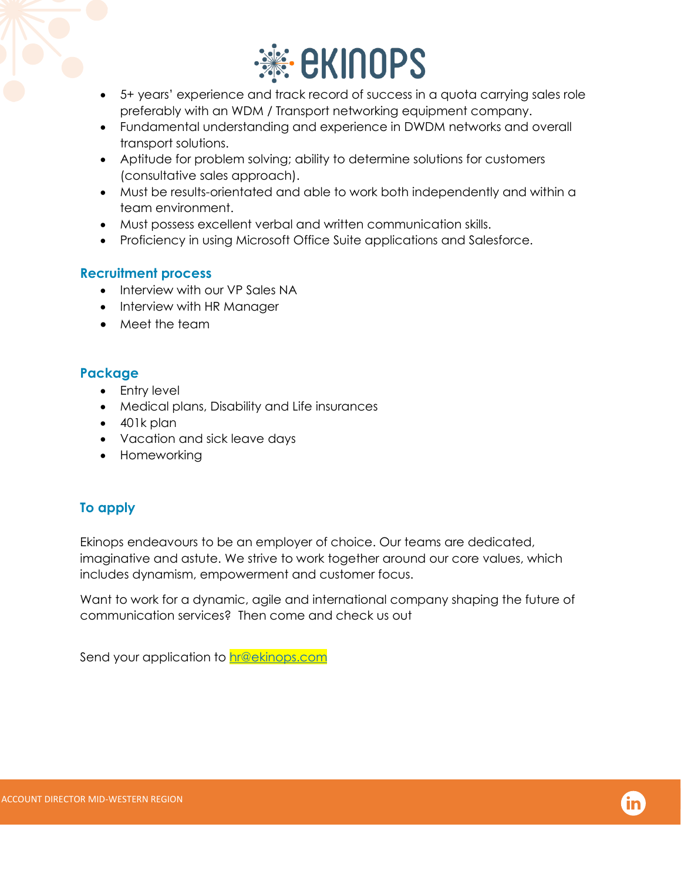- 5+ years' experience and track record of success in a quota carrying sales role preferably with an WDM / Transport networking equipment company.
- Fundamental understanding and experience in DWDM networks and overall transport solutions.
- Aptitude for problem solving; ability to determine solutions for customers (consultative sales approach).
- Must be results-orientated and able to work both independently and within a team environment.
- Must possess excellent verbal and written communication skills.
- Proficiency in using Microsoft Office Suite applications and Salesforce.

## Recruitment process

- Interview with our VP Sales NA
- Interview with HR Manager
- Meet the team

## Package

- Entry level
- Medical plans, Disability and Life insurances
- 401k plan
- Vacation and sick leave days
- Homeworking

## To apply

Ekinops endeavours to be an employer of choice. Our teams are dedicated, imaginative and astute. We strive to work together around our core values, which includes dynamism, empowerment and customer focus.

Want to work for a dynamic, agile and international company shaping the future of communication services? Then come and check us out

Send your application to hr@ekinops.com